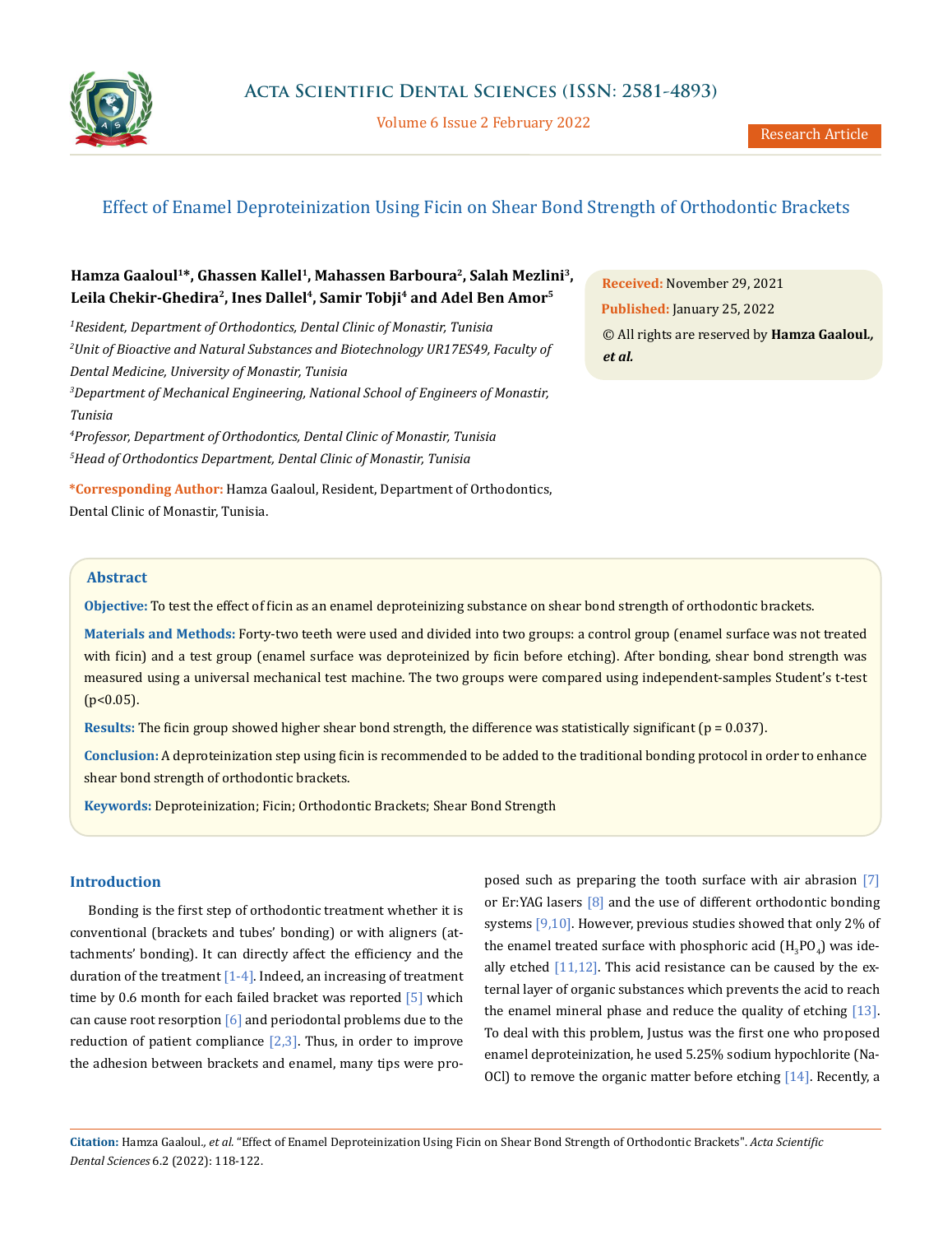# Effect of Enamel Deproteinization Using Ficin on Shear Bond Strength of Orthodontic Brackets

**Hamza Gaaloul[1]\*, Ghassen Kallel[1], Mahassen Barboura[2], Salah Mezlini[3], Leila Chekir-Ghedira[2], Ines Dallel[4], Samir Tobji[4] and Adel Ben Amor[5]**

[1]*Resident, Department of Orthodontics, Dental Clinic of Monastir, Tunisia*

[2]*Unit of Bioactive and Natural Substances and Biotechnology UR17ES49, Faculty of Dental Medicine, University of Monastir, Tunisia*

[3]*Department of Mechanical Engineering, National School of Engineers of Monastir, Tunisia*

[4]*Professor, Department of Orthodontics, Dental Clinic of Monastir, Tunisia*

[5]*Head of Orthodontics Department, Dental Clinic of Monastir, Tunisia*

**\*Corresponding Author:** Hamza Gaaloul, Resident, Department of Orthodontics, Dental Clinic of Monastir, Tunisia.

**Received:** November 29, 2021

**Published:** January 25, 2022

© All rights are reserved by **Hamza Gaaloul., *et al.***

## Abstract

**Objective:** To test the effect of ficin as an enamel deproteinizing substance on shear bond strength of orthodontic brackets.

**Materials and Methods:** Forty-two teeth were used and divided into two groups: a control group (enamel surface was not treated with ficin) and a test group (enamel surface was deproteinized by ficin before etching). After bonding, shear bond strength was measured using a universal mechanical test machine. The two groups were compared using independent-samples Student's t-test ($p<0.05$).

**Results:** The ficin group showed higher shear bond strength, the difference was statistically significant ($p = 0.037$).

**Conclusion:** A deproteinization step using ficin is recommended to be added to the traditional bonding protocol in order to enhance shear bond strength of orthodontic brackets.

**Keywords:** Deproteinization; Ficin; Orthodontic Brackets; Shear Bond Strength

## Introduction

Bonding is the first step of orthodontic treatment whether it is conventional (brackets and tubes' bonding) or with aligners (attachments' bonding). It can directly affect the efficiency and the duration of the treatment [1-4]. Indeed, an increasing of treatment time by 0.6 month for each failed bracket was reported [5] which can cause root resorption [6] and periodontal problems due to the reduction of patient compliance [2,3]. Thus, in order to improve the adhesion between brackets and enamel, many tips were proposed such as preparing the tooth surface with air abrasion [7] or Er:YAG lasers [8] and the use of different orthodontic bonding systems [9,10]. However, previous studies showed that only 2% of the enamel treated surface with phosphoric acid ($H_3PO_4$) was ideally etched [11,12]. This acid resistance can be caused by the external layer of organic substances which prevents the acid to reach the enamel mineral phase and reduce the quality of etching [13]. To deal with this problem, Justus was the first one who proposed enamel deproteinization, he used 5.25% sodium hypochlorite (NaOCl) to remove the organic matter before etching [14]. Recently, a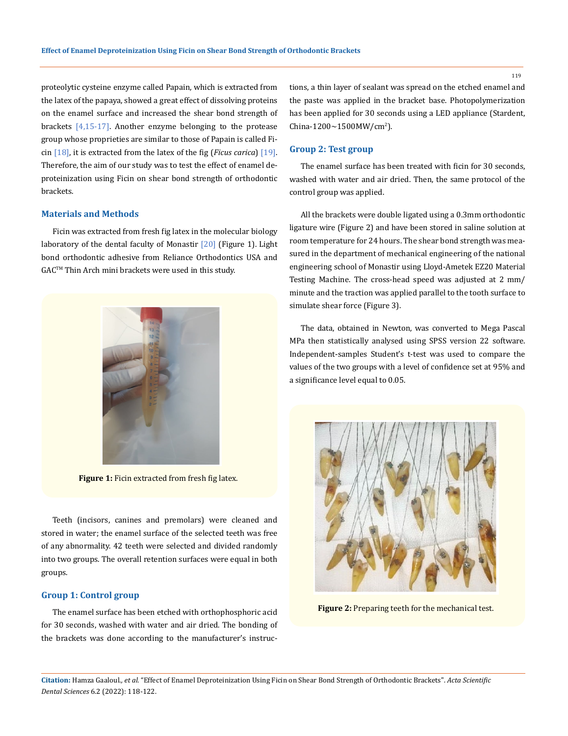proteolytic cysteine enzyme called Papain, which is extracted from the latex of the papaya, showed a great effect of dissolving proteins on the enamel surface and increased the shear bond strength of brackets [4,15-17]. Another enzyme belonging to the protease group whose proprieties are similar to those of Papain is called Ficin [18], it is extracted from the latex of the fig (*Ficus carica*) [19]. Therefore, the aim of our study was to test the effect of enamel deproteinization using Ficin on shear bond strength of orthodontic brackets.

## Materials and Methods

Ficin was extracted from fresh fig latex in the molecular biology laboratory of the dental faculty of Monastir [20] (Figure 1). Light bond orthodontic adhesive from Reliance Orthodontics USA and GAC™ Thin Arch mini brackets were used in this study.

**Figure 1:** Ficin extracted from fresh fig latex.

Teeth (incisors, canines and premolars) were cleaned and stored in water; the enamel surface of the selected teeth was free of any abnormality. 42 teeth were selected and divided randomly into two groups. The overall retention surfaces were equal in both groups.

### Group 1: Control group

The enamel surface has been etched with orthophosphoric acid for 30 seconds, washed with water and air dried. The bonding of the brackets was done according to the manufacturer's instructions, a thin layer of sealant was spread on the etched enamel and the paste was applied in the bracket base. Photopolymerization has been applied for 30 seconds using a LED appliance (Stardent, China-1200~1500MW/cm$^2$).

### Group 2: Test group

The enamel surface has been treated with ficin for 30 seconds, washed with water and air dried. Then, the same protocol of the control group was applied.

All the brackets were double ligated using a 0.3mm orthodontic ligature wire (Figure 2) and have been stored in saline solution at room temperature for 24 hours. The shear bond strength was measured in the department of mechanical engineering of the national engineering school of Monastir using Lloyd-Ametek EZ20 Material Testing Machine. The cross-head speed was adjusted at 2 mm/minute and the traction was applied parallel to the tooth surface to simulate shear force (Figure 3).

The data, obtained in Newton, was converted to Mega Pascal MPa then statistically analysed using SPSS version 22 software. Independent-samples Student's t-test was used to compare the values of the two groups with a level of confidence set at 95% and a significance level equal to 0.05.

**Figure 2:** Preparing teeth for the mechanical test.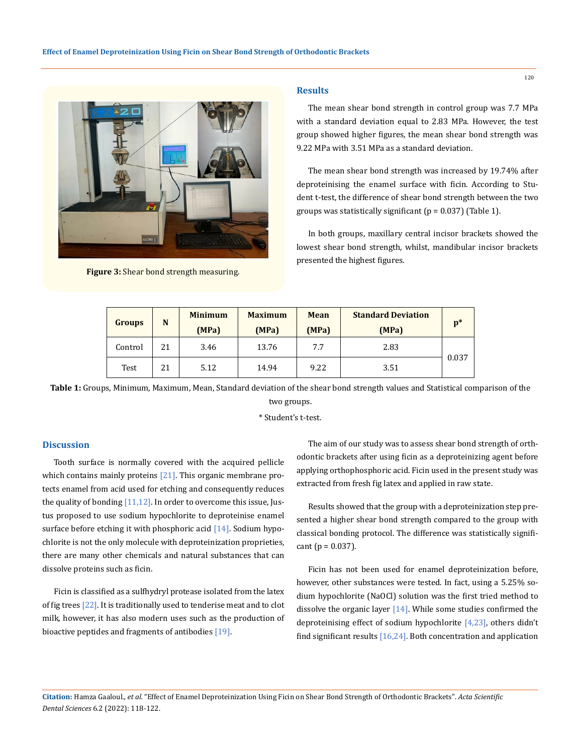Figure 3: Shear bond strength measuring.

## Results

The mean shear bond strength in control group was 7.7 MPa with a standard deviation equal to 2.83 MPa. However, the test group showed higher figures, the mean shear bond strength was 9.22 MPa with 3.51 MPa as a standard deviation.

The mean shear bond strength was increased by 19.74% after deproteinising the enamel surface with ficin. According to Student t-test, the difference of shear bond strength between the two groups was statistically significant (p = 0.037) (Table 1).

In both groups, maxillary central incisor brackets showed the lowest shear bond strength, whilst, mandibular incisor brackets presented the highest figures.

| Groups | N | Minimum (MPa) | Maximum (MPa) | Mean (MPa) | Standard Deviation (MPa) | p* |
|---|---|---|---|---|---|---|
| Control | 21 | 3.46 | 13.76 | 7.7 | 2.83 | 0.037 |
| Test | 21 | 5.12 | 14.94 | 9.22 | 3.51 | |

**Table 1:** Groups, Minimum, Maximum, Mean, Standard deviation of the shear bond strength values and Statistical comparison of the two groups.

* Student's t-test.

## Discussion

Tooth surface is normally covered with the acquired pellicle which contains mainly proteins [21]. This organic membrane protects enamel from acid used for etching and consequently reduces the quality of bonding [11,12]. In order to overcome this issue, Justus proposed to use sodium hypochlorite to deproteinise enamel surface before etching it with phosphoric acid [14]. Sodium hypochlorite is not the only molecule with deproteinization proprieties, there are many other chemicals and natural substances that can dissolve proteins such as ficin.

Ficin is classified as a sulfhydryl protease isolated from the latex of fig trees [22]. It is traditionally used to tenderise meat and to clot milk, however, it has also modern uses such as the production of bioactive peptides and fragments of antibodies [19].

The aim of our study was to assess shear bond strength of orthodontic brackets after using ficin as a deproteinizing agent before applying orthophosphoric acid. Ficin used in the present study was extracted from fresh fig latex and applied in raw state.

Results showed that the group with a deproteinization step presented a higher shear bond strength compared to the group with classical bonding protocol. The difference was statistically significant (p = 0.037).

Ficin has not been used for enamel deproteinization before, however, other substances were tested. In fact, using a 5.25% sodium hypochlorite (NaOCl) solution was the first tried method to dissolve the organic layer [14]. While some studies confirmed the deproteinising effect of sodium hypochlorite [4,23], others didn't find significant results [16,24]. Both concentration and application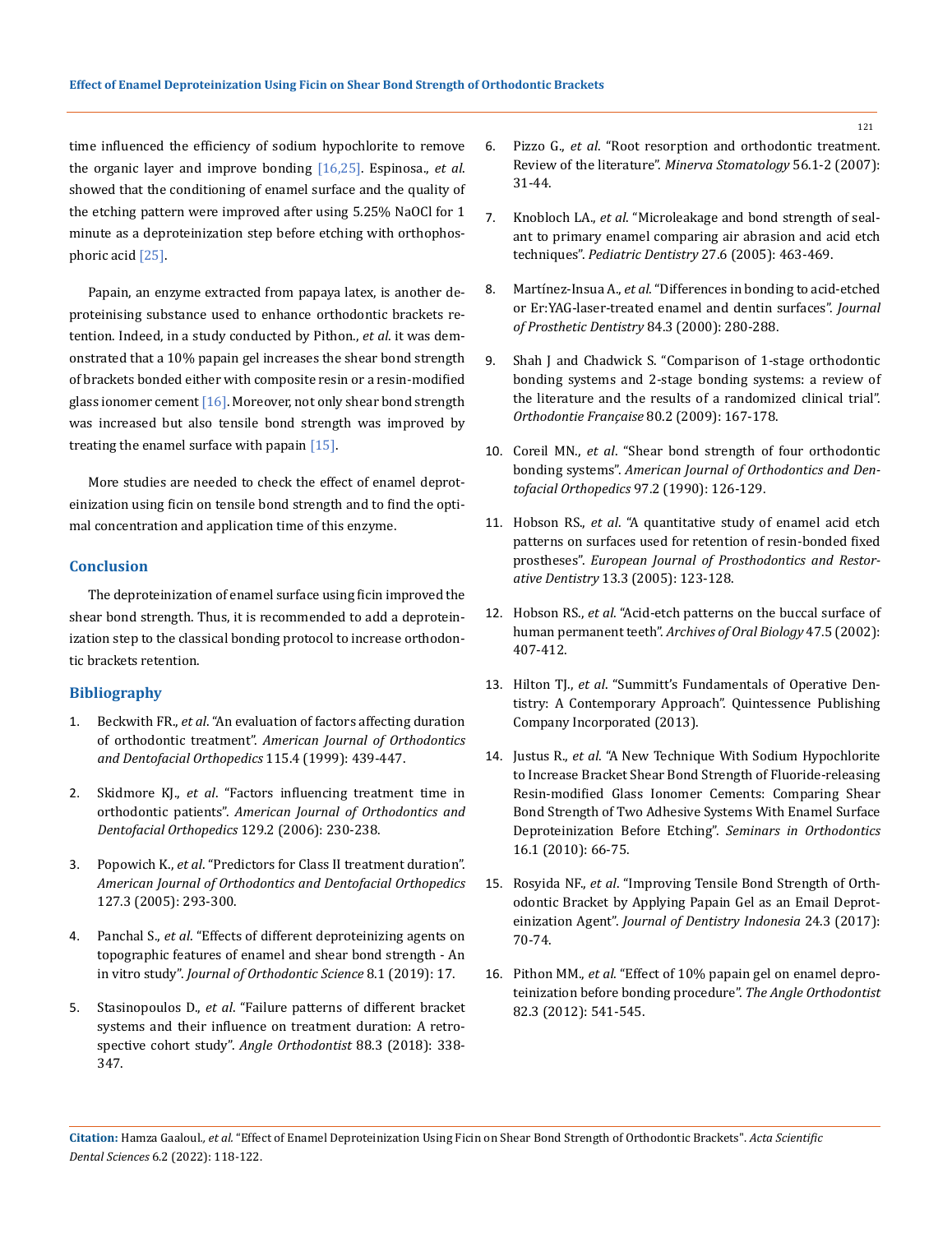time influenced the efficiency of sodium hypochlorite to remove the organic layer and improve bonding [16,25]. Espinosa., *et al*. showed that the conditioning of enamel surface and the quality of the etching pattern were improved after using 5.25% NaOCl for 1 minute as a deproteinization step before etching with orthophosphoric acid [25].

Papain, an enzyme extracted from papaya latex, is another deproteinising substance used to enhance orthodontic brackets retention. Indeed, in a study conducted by Pithon., *et al*. it was demonstrated that a 10% papain gel increases the shear bond strength of brackets bonded either with composite resin or a resin-modified glass ionomer cement [16]. Moreover, not only shear bond strength was increased but also tensile bond strength was improved by treating the enamel surface with papain [15].

More studies are needed to check the effect of enamel deproteinization using ficin on tensile bond strength and to find the optimal concentration and application time of this enzyme.

## Conclusion

The deproteinization of enamel surface using ficin improved the shear bond strength. Thus, it is recommended to add a deproteinization step to the classical bonding protocol to increase orthodontic brackets retention.

## Bibliography

1. Beckwith FR., *et al*. "An evaluation of factors affecting duration of orthodontic treatment". *American Journal of Orthodontics and Dentofacial Orthopedics* 115.4 (1999): 439-447.
2. Skidmore KJ., *et al*. "Factors influencing treatment time in orthodontic patients". *American Journal of Orthodontics and Dentofacial Orthopedics* 129.2 (2006): 230-238.
3. Popowich K., *et al*. "Predictors for Class II treatment duration". *American Journal of Orthodontics and Dentofacial Orthopedics* 127.3 (2005): 293-300.
4. Panchal S., *et al*. "Effects of different deproteinizing agents on topographic features of enamel and shear bond strength - An in vitro study". *Journal of Orthodontic Science* 8.1 (2019): 17.
5. Stasinopoulos D., *et al*. "Failure patterns of different bracket systems and their influence on treatment duration: A retrospective cohort study". *Angle Orthodontist* 88.3 (2018): 338-347.
6. Pizzo G., *et al*. "Root resorption and orthodontic treatment. Review of the literature". *Minerva Stomatology* 56.1-2 (2007): 31-44.
7. Knobloch LA., *et al*. "Microleakage and bond strength of sealant to primary enamel comparing air abrasion and acid etch techniques". *Pediatric Dentistry* 27.6 (2005): 463-469.
8. Martínez-Insua A., *et al*. "Differences in bonding to acid-etched or Er:YAG-laser-treated enamel and dentin surfaces". *Journal of Prosthetic Dentistry* 84.3 (2000): 280-288.
9. Shah J and Chadwick S. "Comparison of 1-stage orthodontic bonding systems and 2-stage bonding systems: a review of the literature and the results of a randomized clinical trial". *Orthodontie Française* 80.2 (2009): 167-178.
10. Coreil MN., *et al*. "Shear bond strength of four orthodontic bonding systems". *American Journal of Orthodontics and Dentofacial Orthopedics* 97.2 (1990): 126-129.
11. Hobson RS., *et al*. "A quantitative study of enamel acid etch patterns on surfaces used for retention of resin-bonded fixed prostheses". *European Journal of Prosthodontics and Restorative Dentistry* 13.3 (2005): 123-128.
12. Hobson RS., *et al*. "Acid-etch patterns on the buccal surface of human permanent teeth". *Archives of Oral Biology* 47.5 (2002): 407-412.
13. Hilton TJ., *et al*. "Summitt's Fundamentals of Operative Dentistry: A Contemporary Approach". Quintessence Publishing Company Incorporated (2013).
14. Justus R., *et al*. "A New Technique With Sodium Hypochlorite to Increase Bracket Shear Bond Strength of Fluoride-releasing Resin-modified Glass Ionomer Cements: Comparing Shear Bond Strength of Two Adhesive Systems With Enamel Surface Deproteinization Before Etching". *Seminars in Orthodontics* 16.1 (2010): 66-75.
15. Rosyida NF., *et al*. "Improving Tensile Bond Strength of Orthodontic Bracket by Applying Papain Gel as an Email Deproteinization Agent". *Journal of Dentistry Indonesia* 24.3 (2017): 70-74.
16. Pithon MM., *et al*. "Effect of 10% papain gel on enamel deproteinization before bonding procedure". *The Angle Orthodontist* 82.3 (2012): 541-545.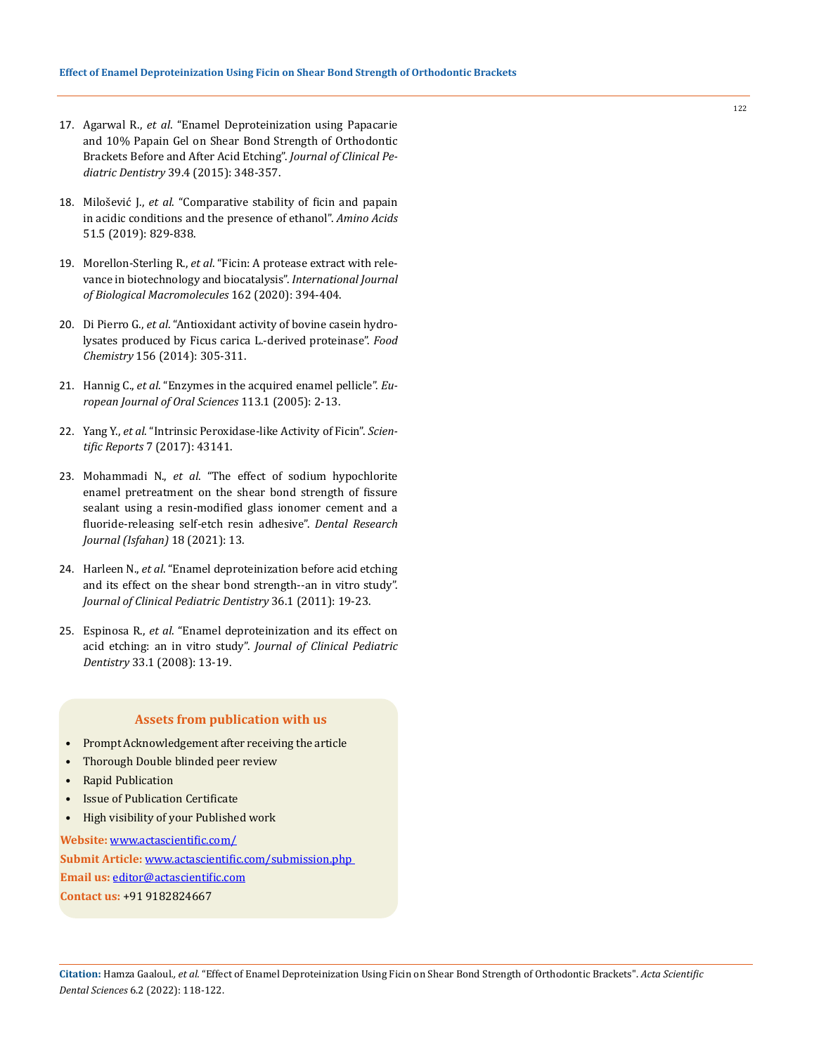17. Agarwal R., *et al*. "Enamel Deproteinization using Papacarie and 10% Papain Gel on Shear Bond Strength of Orthodontic Brackets Before and After Acid Etching". *Journal of Clinical Pediatric Dentistry* 39.4 (2015): 348-357.

18. Milošević J., *et al*. "Comparative stability of ficin and papain in acidic conditions and the presence of ethanol". *Amino Acids* 51.5 (2019): 829-838.

19. Morellon-Sterling R., *et al*. "Ficin: A protease extract with relevance in biotechnology and biocatalysis". *International Journal of Biological Macromolecules* 162 (2020): 394-404.

20. Di Pierro G., *et al*. "Antioxidant activity of bovine casein hydrolysates produced by Ficus carica L.-derived proteinase". *Food Chemistry* 156 (2014): 305-311.

21. Hannig C., *et al*. "Enzymes in the acquired enamel pellicle". *European Journal of Oral Sciences* 113.1 (2005): 2-13.

22. Yang Y., *et al*. "Intrinsic Peroxidase-like Activity of Ficin". *Scientific Reports* 7 (2017): 43141.

23. Mohammadi N., *et al*. "The effect of sodium hypochlorite enamel pretreatment on the shear bond strength of fissure sealant using a resin-modified glass ionomer cement and a fluoride-releasing self-etch resin adhesive". *Dental Research Journal (Isfahan)* 18 (2021): 13.

24. Harleen N., *et al*. "Enamel deproteinization before acid etching and its effect on the shear bond strength--an in vitro study". *Journal of Clinical Pediatric Dentistry* 36.1 (2011): 19-23.

25. Espinosa R., *et al*. "Enamel deproteinization and its effect on acid etching: an in vitro study". *Journal of Clinical Pediatric Dentistry* 33.1 (2008): 13-19.

**Assets from publication with us**

- Prompt Acknowledgement after receiving the article
- Thorough Double blinded peer review
- Rapid Publication
- Issue of Publication Certificate
- High visibility of your Published work

**Website:** www.actascientific.com/

**Submit Article:** www.actascientific.com/submission.php

**Email us:** editor@actascientific.com

**Contact us:** +91 9182824667